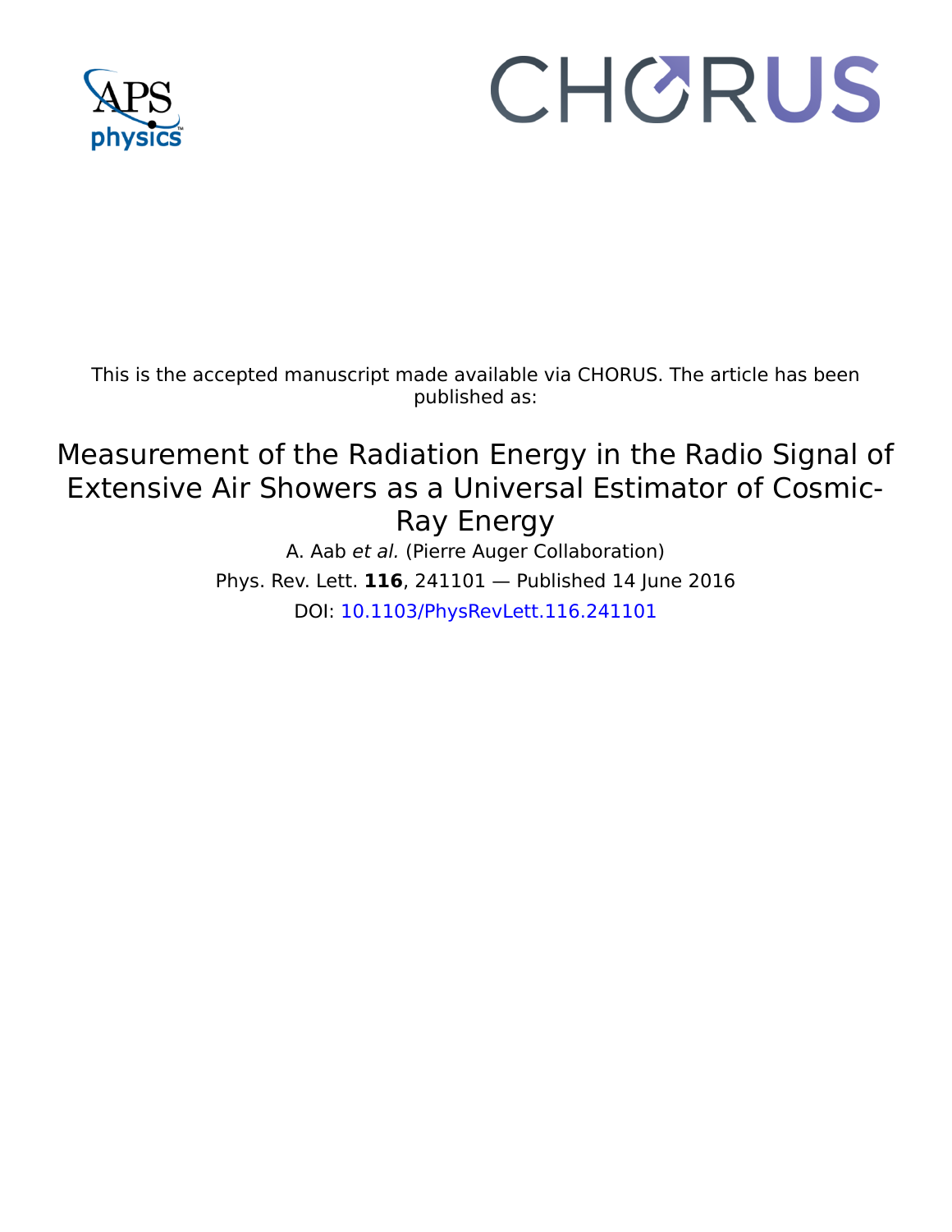This is the accepted manuscript made available via CHORUS. The article has been published as:

# Measurement of the Radiation Energy in the Radio Signal of Extensive Air Showers as a Universal Estimator of Cosmic-Ray Energy

A. Aab *et al.* (Pierre Auger Collaboration)

Phys. Rev. Lett. **116**, 241101 — Published 14 June 2016

DOI: 10.1103/PhysRevLett.116.241101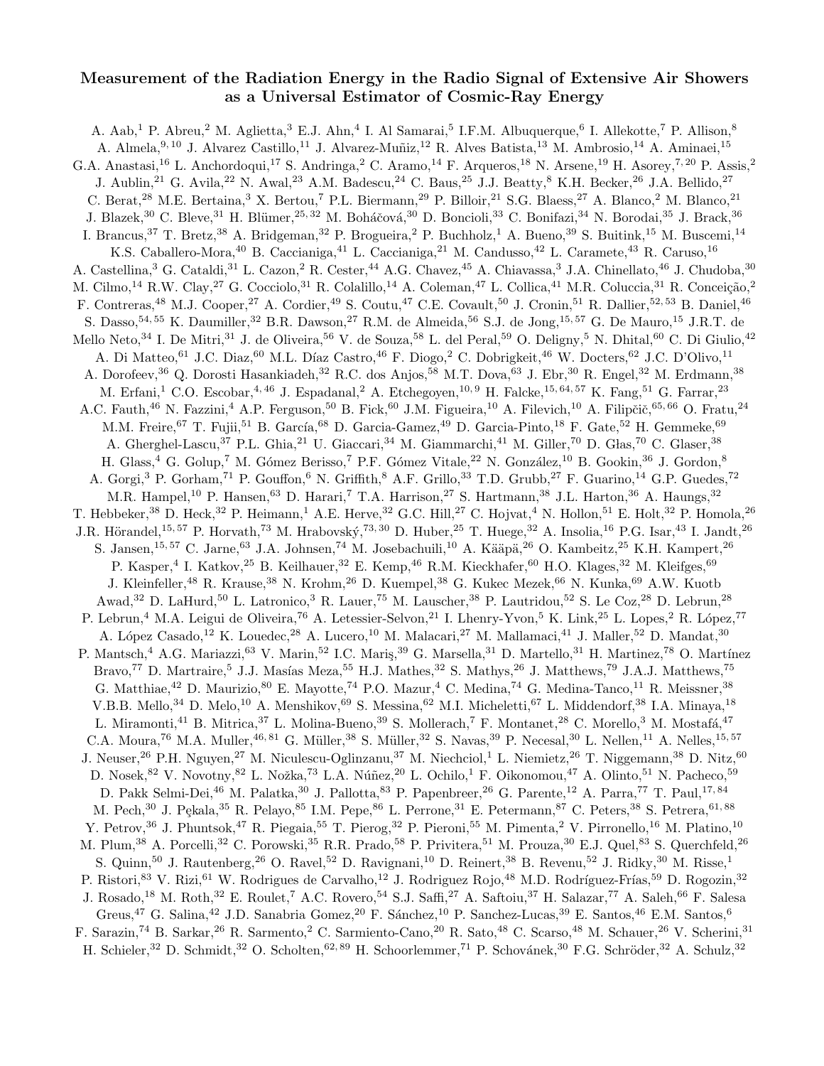# Measurement of the Radiation Energy in the Radio Signal of Extensive Air Showers as a Universal Estimator of Cosmic-Ray Energy

A. Aab,[1] P. Abreu,[2] M. Aglietta,[3] E.J. Ahn,[4] I. Al Samarai,[5] I.F.M. Albuquerque,[6] I. Allekotte,[7] P. Allison,[8] A. Almela,[9,10] J. Alvarez Castillo,[11] J. Alvarez-Muñiz,[12] R. Alves Batista,[13] M. Ambrosio,[14] A. Aminaei,[15] G.A. Anastasi,[16] L. Anchordoqui,[17] S. Andringa,[2] C. Aramo,[14] F. Arqueros,[18] N. Arsene,[19] H. Asorey,[7,20] P. Assis,[2] J. Aublin,[21] G. Avila,[22] N. Awal,[23] A.M. Badescu,[24] C. Baus,[25] J.J. Beatty,[8] K.H. Becker,[26] J.A. Bellido,[27] C. Berat,[28] M.E. Bertaina,[3] X. Bertou,[7] P.L. Biermann,[29] P. Billoir,[21] S.G. Blaess,[27] A. Blanco,[2] M. Blanco,[21] J. Blazek,[30] C. Bleve,[31] H. Blümer,[25,32] M. Boháčová,[30] D. Boncioli,[33] C. Bonifazi,[34] N. Borodai,[35] J. Brack,[36] I. Brancus,[37] T. Bretz,[38] A. Bridgeman,[32] P. Brogueira,[2] P. Buchholz,[1] A. Bueno,[39] S. Buitink,[15] M. Buscemi,[14] K.S. Caballero-Mora,[40] B. Caccianiga,[41] L. Caccianiga,[21] M. Candusso,[42] L. Caramete,[43] R. Caruso,[16] A. Castellina,[3] G. Cataldi,[31] L. Cazon,[2] R. Cester,[44] A.G. Chavez,[45] A. Chiavassa,[3] J.A. Chinellato,[46] J. Chudoba,[30] M. Cilmo,[14] R.W. Clay,[27] G. Cocciolo,[31] R. Colalillo,[14] A. Coleman,[47] L. Collica,[41] M.R. Coluccia,[31] R. Conceição,[2] F. Contreras,[48] M.J. Cooper,[27] A. Cordier,[49] S. Coutu,[47] C.E. Covault,[50] J. Cronin,[51] R. Dallier,[52,53] B. Daniel,[46] S. Dasso,[54,55] K. Daumiller,[32] B.R. Dawson,[27] R.M. de Almeida,[56] S.J. de Jong,[15,57] G. De Mauro,[15] J.R.T. de Mello Neto,[34] I. De Mitri,[31] J. de Oliveira,[56] V. de Souza,[58] L. del Peral,[59] O. Deligny,[5] N. Dhital,[60] C. Di Giulio,[42] A. Di Matteo,[61] J.C. Diaz,[60] M.L. Díaz Castro,[46] F. Diogo,[2] C. Dobrigkeit,[46] W. Docters,[62] J.C. D'Olivo,[11] A. Dorofeev,[36] Q. Dorosti Hasankiadeh,[32] R.C. dos Anjos,[58] M.T. Dova,[63] J. Ebr,[30] R. Engel,[32] M. Erdmann,[38] M. Erfani,[1] C.O. Escobar,[4,46] J. Espadanal,[2] A. Etchegoyen,[10,9] H. Falcke,[15,64,57] K. Fang,[51] G. Farrar,[23] A.C. Fauth,[46] N. Fazzini,[4] A.P. Ferguson,[50] B. Fick,[60] J.M. Figueira,[10] A. Filevich,[10] A. Filipčič,[65,66] O. Fratu,[24] M.M. Freire,[67] T. Fujii,[51] B. García,[68] D. Garcia-Gamez,[49] D. Garcia-Pinto,[18] F. Gate,[52] H. Gemmeke,[69] A. Gherghel-Lascu,[37] P.L. Ghia,[21] U. Giaccari,[34] M. Giammarchi,[41] M. Giller,[70] D. Głas,[70] C. Glaser,[38] H. Glass,[4] G. Golup,[7] M. Gómez Berisso,[7] P.F. Gómez Vitale,[22] N. González,[10] B. Gookin,[36] J. Gordon,[8] A. Gorgi,[3] P. Gorham,[71] P. Gouffon,[6] N. Griffith,[8] A.F. Grillo,[33] T.D. Grubb,[27] F. Guarino,[14] G.P. Guedes,[72] M.R. Hampel,[10] P. Hansen,[63] D. Harari,[7] T.A. Harrison,[27] S. Hartmann,[38] J.L. Harton,[36] A. Haungs,[32] T. Hebbeker,[38] D. Heck,[32] P. Heimann,[1] A.E. Herve,[32] G.C. Hill,[27] C. Hojvat,[4] N. Hollon,[51] E. Holt,[32] P. Homola,[26] J.R. Hörandel,[15,57] P. Horvath,[73] M. Hrabovský,[73,30] D. Huber,[25] T. Huege,[32] A. Insolia,[16] P.G. Isar,[43] I. Jandt,[26] S. Jansen,[15,57] C. Jarne,[63] J.A. Johnsen,[74] M. Josebachuili,[10] A. Kääpä,[26] O. Kambeitz,[25] K.H. Kampert,[26] P. Kasper,[4] I. Katkov,[25] B. Keilhauer,[32] E. Kemp,[46] R.M. Kieckhafer,[60] H.O. Klages,[32] M. Kleifges,[69] J. Kleinfeller,[48] R. Krause,[38] N. Krohm,[26] D. Kuempel,[38] G. Kukec Mezek,[66] N. Kunka,[69] A.W. Kuotb Awad,[32] D. LaHurd,[50] L. Latronico,[3] R. Lauer,[75] M. Lauscher,[38] P. Lautridou,[52] S. Le Coz,[28] D. Lebrun,[28] P. Lebrun,[4] M.A. Leigui de Oliveira,[76] A. Letessier-Selvon,[21] I. Lhenry-Yvon,[5] K. Link,[25] L. Lopes,[2] R. López,[77] A. López Casado,[12] K. Louedec,[28] A. Lucero,[10] M. Malacari,[27] M. Mallamaci,[41] J. Maller,[52] D. Mandat,[30] P. Mantsch,[4] A.G. Mariazzi,[63] V. Marin,[52] I.C. Mariş,[39] G. Marsella,[31] D. Martello,[31] H. Martinez,[78] O. Martínez Bravo,[77] D. Martraire,[5] J.J. Masías Meza,[55] H.J. Mathes,[32] S. Mathys,[26] J. Matthews,[79] J.A.J. Matthews,[75] G. Matthiae,[42] D. Maurizio,[80] E. Mayotte,[74] P.O. Mazur,[4] C. Medina,[74] G. Medina-Tanco,[11] R. Meissner,[38] V.B.B. Mello,[34] D. Melo,[10] A. Menshikov,[69] S. Messina,[62] M.I. Micheletti,[67] L. Middendorf,[38] I.A. Minaya,[18] L. Miramonti,[41] B. Mitrica,[37] L. Molina-Bueno,[39] S. Mollerach,[7] F. Montanet,[28] C. Morello,[3] M. Mostafá,[47] C.A. Moura,[76] M.A. Muller,[46,81] G. Müller,[38] S. Müller,[32] S. Navas,[39] P. Necesal,[30] L. Nellen,[11] A. Nelles,[15,57] J. Neuser,[26] P.H. Nguyen,[27] M. Niculescu-Oglinzanu,[37] M. Niechciol,[1] L. Niemietz,[26] T. Niggemann,[38] D. Nitz,[60] D. Nosek,[82] V. Novotny,[82] L. Nožka,[73] L.A. Núñez,[20] L. Ochilo,[1] F. Oikonomou,[47] A. Olinto,[51] N. Pacheco,[59] D. Pakk Selmi-Dei,[46] M. Palatka,[30] J. Pallotta,[83] P. Papenbreer,[26] G. Parente,[12] A. Parra,[77] T. Paul,[17,84] M. Pech,[30] J. Pękala,[35] R. Pelayo,[85] I.M. Pepe,[86] L. Perrone,[31] E. Petermann,[87] C. Peters,[38] S. Petrera,[61,88] Y. Petrov,[36] J. Phuntsok,[47] R. Piegaia,[55] T. Pierog,[32] P. Pieroni,[55] M. Pimenta,[2] V. Pirronello,[16] M. Platino,[10] M. Plum,[38] A. Porcelli,[32] C. Porowski,[35] R.R. Prado,[58] P. Privitera,[51] M. Prouza,[30] E.J. Quel,[83] S. Querchfeld,[26] S. Quinn,[50] J. Rautenberg,[26] O. Ravel,[52] D. Ravignani,[10] D. Reinert,[38] B. Revenu,[52] J. Ridky,[30] M. Risse,[1] P. Ristori,[83] V. Rizi,[61] W. Rodrigues de Carvalho,[12] J. Rodriguez Rojo,[48] M.D. Rodríguez-Frías,[59] D. Rogozin,[32] J. Rosado,[18] M. Roth,[32] E. Roulet,[7] A.C. Rovero,[54] S.J. Saffi,[27] A. Saftoiu,[37] H. Salazar,[77] A. Saleh,[66] F. Salesa Greus,[47] G. Salina,[42] J.D. Sanabria Gomez,[20] F. Sánchez,[10] P. Sanchez-Lucas,[39] E. Santos,[46] E.M. Santos,[6] F. Sarazin,[74] B. Sarkar,[26] R. Sarmento,[2] C. Sarmiento-Cano,[20] R. Sato,[48] C. Scarso,[48] M. Schauer,[26] V. Scherini,[31] H. Schieler,[32] D. Schmidt,[32] O. Scholten,[62,89] H. Schoorlemmer,[71] P. Schovánek,[30] F.G. Schröder,[32] A. Schulz,[32]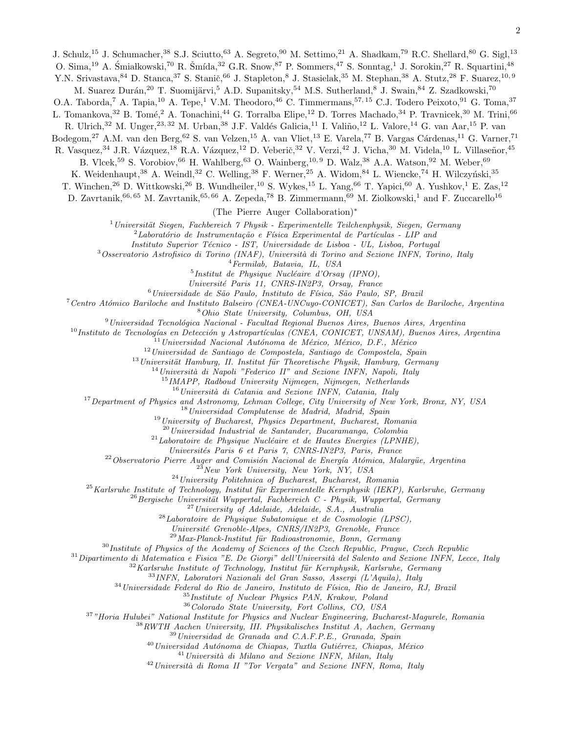J. Schulz,[15] J. Schumacher,[38] S.J. Sciutto,[63] A. Segreto,[90] M. Settimo,[21] A. Shadkam,[79] R.C. Shellard,[80] G. Sigl,[13] O. Sima,[19] A. Śmiałkowski,[70] R. Šmída,[32] G.R. Snow,[87] P. Sommers,[47] S. Sonntag,[1] J. Sorokin,[27] R. Squartini,[48] Y.N. Srivastava,[84] D. Stanca,[37] S. Stanič,[66] J. Stapleton,[8] J. Stasielak,[35] M. Stephan,[38] A. Stutz,[28] F. Suarez,[10,9] M. Suarez Durán,[20] T. Suomijärvi,[5] A.D. Supanitsky,[54] M.S. Sutherland,[8] J. Swain,[84] Z. Szadkowski,[70] O.A. Taborda,[7] A. Tapia,[10] A. Tepe,[1] V.M. Theodoro,[46] C. Timmermans,[57,15] C.J. Todero Peixoto,[91] G. Toma,[37] L. Tomankova,[32] B. Tomé,[2] A. Tonachini,[44] G. Torralba Elipe,[12] D. Torres Machado,[34] P. Travnicek,[30] M. Trini,[66] R. Ulrich,[32] M. Unger,[23,32] M. Urban,[38] J.F. Valdés Galicia,[11] I. Valiño,[12] L. Valore,[14] G. van Aar,[15] P. van Bodegom,[27] A.M. van den Berg,[62] S. van Velzen,[15] A. van Vliet,[13] E. Varela,[77] B. Vargas Cárdenas,[11] G. Varner,[71] R. Vasquez,[34] J.R. Vázquez,[18] R.A. Vázquez,[12] D. Veberič,[32] V. Verzi,[42] J. Vicha,[30] M. Videla,[10] L. Villaseñor,[45] B. Vlcek,[59] S. Vorobiov,[66] H. Wahlberg,[63] O. Wainberg,[10,9] D. Walz,[38] A.A. Watson,[92] M. Weber,[69] K. Weidenhaupt,[38] A. Weindl,[32] C. Welling,[38] F. Werner,[25] A. Widom,[84] L. Wiencke,[74] H. Wilczyński,[35] T. Winchen,[26] D. Wittkowski,[26] B. Wundheiler,[10] S. Wykes,[15] L. Yang,[66] T. Yapici,[60] A. Yushkov,[1] E. Zas,[12] D. Zavrtanik,[66,65] M. Zavrtanik,[65,66] A. Zepeda,[78] B. Zimmermann,[69] M. Ziolkowski,[1] and F. Zuccarello[16]

(The Pierre Auger Collaboration)*

[1] *Universität Siegen, Fachbereich 7 Physik - Experimentelle Teilchenphysik, Siegen, Germany*
[2] *Laboratório de Instrumentação e Física Experimental de Partículas - LIP and Instituto Superior Técnico - IST, Universidade de Lisboa - UL, Lisboa, Portugal*
[3] *Osservatorio Astrofisico di Torino (INAF), Università di Torino and Sezione INFN, Torino, Italy*
[4] *Fermilab, Batavia, IL, USA*
[5] *Institut de Physique Nucléaire d'Orsay (IPNO), Université Paris 11, CNRS-IN2P3, Orsay, France*
[6] *Universidade de São Paulo, Instituto de Física, São Paulo, SP, Brazil*
[7] *Centro Atómico Bariloche and Instituto Balseiro (CNEA-UNCuyo-CONICET), San Carlos de Bariloche, Argentina*
[8] *Ohio State University, Columbus, OH, USA*
[9] *Universidad Tecnológica Nacional - Facultad Regional Buenos Aires, Buenos Aires, Argentina*
[10] *Instituto de Tecnologías en Detección y Astropartículas (CNEA, CONICET, UNSAM), Buenos Aires, Argentina*
[11] *Universidad Nacional Autónoma de México, México, D.F., México*
[12] *Universidad de Santiago de Compostela, Santiago de Compostela, Spain*
[13] *Universität Hamburg, II. Institut für Theoretische Physik, Hamburg, Germany*
[14] *Università di Napoli "Federico II" and Sezione INFN, Napoli, Italy*
[15] *IMAPP, Radboud University Nijmegen, Nijmegen, Netherlands*
[16] *Università di Catania and Sezione INFN, Catania, Italy*
[17] *Department of Physics and Astronomy, Lehman College, City University of New York, Bronx, NY, USA*
[18] *Universidad Complutense de Madrid, Madrid, Spain*
[19] *University of Bucharest, Physics Department, Bucharest, Romania*
[20] *Universidad Industrial de Santander, Bucaramanga, Colombia*
[21] *Laboratoire de Physique Nucléaire et de Hautes Energies (LPNHE), Universités Paris 6 et Paris 7, CNRS-IN2P3, Paris, France*
[22] *Observatorio Pierre Auger and Comisión Nacional de Energía Atómica, Malargüe, Argentina*
[23] *New York University, New York, NY, USA*
[24] *University Politehnica of Bucharest, Bucharest, Romania*
[25] *Karlsruhe Institute of Technology, Institut für Experimentelle Kernphysik (IEKP), Karlsruhe, Germany*
[26] *Bergische Universität Wuppertal, Fachbereich C - Physik, Wuppertal, Germany*
[27] *University of Adelaide, Adelaide, S.A., Australia*
[28] *Laboratoire de Physique Subatomique et de Cosmologie (LPSC), Université Grenoble-Alpes, CNRS/IN2P3, Grenoble, France*
[29] *Max-Planck-Institut für Radioastronomie, Bonn, Germany*
[30] *Institute of Physics of the Academy of Sciences of the Czech Republic, Prague, Czech Republic*
[31] *Dipartimento di Matematica e Fisica "E. De Giorgi" dell'Università del Salento and Sezione INFN, Lecce, Italy*
[32] *Karlsruhe Institute of Technology, Institut für Kernphysik, Karlsruhe, Germany*
[33] *INFN, Laboratori Nazionali del Gran Sasso, Assergi (L'Aquila), Italy*
[34] *Universidade Federal do Rio de Janeiro, Instituto de Física, Rio de Janeiro, RJ, Brazil*
[35] *Institute of Nuclear Physics PAN, Krakow, Poland*
[36] *Colorado State University, Fort Collins, CO, USA*
[37] *"Horia Hulubei" National Institute for Physics and Nuclear Engineering, Bucharest-Magurele, Romania*
[38] *RWTH Aachen University, III. Physikalisches Institut A, Aachen, Germany*
[39] *Universidad de Granada and C.A.F.P.E., Granada, Spain*
[40] *Universidad Autónoma de Chiapas, Tuxtla Gutiérrez, Chiapas, México*
[41] *Università di Milano and Sezione INFN, Milan, Italy*
[42] *Università di Roma II "Tor Vergata" and Sezione INFN, Roma, Italy*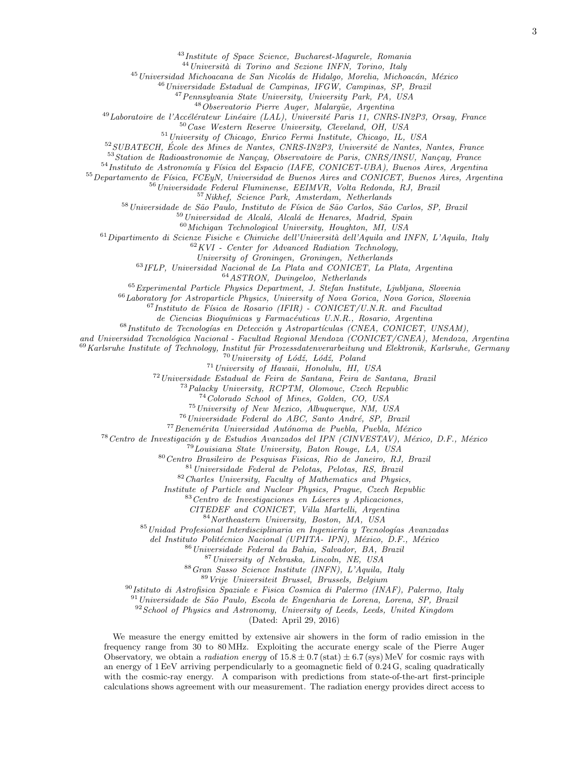[43] *Institute of Space Science, Bucharest-Magurele, Romania*
[44] *Università di Torino and Sezione INFN, Torino, Italy*
[45] *Universidad Michoacana de San Nicolás de Hidalgo, Morelia, Michoacán, México*
[46] *Universidade Estadual de Campinas, IFGW, Campinas, SP, Brazil*
[47] *Pennsylvania State University, University Park, PA, USA*
[48] *Observatorio Pierre Auger, Malargüe, Argentina*
[49] *Laboratoire de l'Accélérateur Linéaire (LAL), Université Paris 11, CNRS-IN2P3, Orsay, France*
[50] *Case Western Reserve University, Cleveland, OH, USA*
[51] *University of Chicago, Enrico Fermi Institute, Chicago, IL, USA*
[52] *SUBATECH, École des Mines de Nantes, CNRS-IN2P3, Université de Nantes, Nantes, France*
[53] *Station de Radioastronomie de Nançay, Observatoire de Paris, CNRS/INSU, Nançay, France*
[54] *Instituto de Astronomía y Física del Espacio (IAFE, CONICET-UBA), Buenos Aires, Argentina*
[55] *Departamento de Física, FCEyN, Universidad de Buenos Aires and CONICET, Buenos Aires, Argentina*
[56] *Universidade Federal Fluminense, EEIMVR, Volta Redonda, RJ, Brazil*
[57] *Nikhef, Science Park, Amsterdam, Netherlands*
[58] *Universidade de São Paulo, Instituto de Física de São Carlos, São Carlos, SP, Brazil*
[59] *Universidad de Alcalá, Alcalá de Henares, Madrid, Spain*
[60] *Michigan Technological University, Houghton, MI, USA*
[61] *Dipartimento di Scienze Fisiche e Chimiche dell'Università dell'Aquila and INFN, L'Aquila, Italy*
[62] *KVI - Center for Advanced Radiation Technology, University of Groningen, Groningen, Netherlands*
[63] *IFLP, Universidad Nacional de La Plata and CONICET, La Plata, Argentina*
[64] *ASTRON, Dwingeloo, Netherlands*
[65] *Experimental Particle Physics Department, J. Stefan Institute, Ljubljana, Slovenia*
[66] *Laboratory for Astroparticle Physics, University of Nova Gorica, Nova Gorica, Slovenia*
[67] *Instituto de Física de Rosario (IFIR) - CONICET/U.N.R. and Facultad de Ciencias Bioquímicas y Farmacéuticas U.N.R., Rosario, Argentina*
[68] *Instituto de Tecnologías en Detección y Astropartículas (CNEA, CONICET, UNSAM), and Universidad Tecnológica Nacional - Facultad Regional Mendoza (CONICET/CNEA), Mendoza, Argentina*
[69] *Karlsruhe Institute of Technology, Institut für Prozessdatenverarbeitung und Elektronik, Karlsruhe, Germany*
[70] *University of Łódź, Łódź, Poland*
[71] *University of Hawaii, Honolulu, HI, USA*
[72] *Universidade Estadual de Feira de Santana, Feira de Santana, Brazil*
[73] *Palacky University, RCPTM, Olomouc, Czech Republic*
[74] *Colorado School of Mines, Golden, CO, USA*
[75] *University of New Mexico, Albuquerque, NM, USA*
[76] *Universidade Federal do ABC, Santo André, SP, Brazil*
[77] *Benemérita Universidad Autónoma de Puebla, Puebla, México*
[78] *Centro de Investigación y de Estudios Avanzados del IPN (CINVESTAV), México, D.F., México*
[79] *Louisiana State University, Baton Rouge, LA, USA*
[80] *Centro Brasileiro de Pesquisas Fisicas, Rio de Janeiro, RJ, Brazil*
[81] *Universidade Federal de Pelotas, Pelotas, RS, Brazil*
[82] *Charles University, Faculty of Mathematics and Physics, Institute of Particle and Nuclear Physics, Prague, Czech Republic*
[83] *Centro de Investigaciones en Láseres y Aplicaciones, CITEDEF and CONICET, Villa Martelli, Argentina*
[84] *Northeastern University, Boston, MA, USA*
[85] *Unidad Profesional Interdisciplinaria en Ingeniería y Tecnologías Avanzadas del Instituto Politécnico Nacional (UPIITA- IPN), México, D.F., México*
[86] *Universidade Federal da Bahia, Salvador, BA, Brazil*
[87] *University of Nebraska, Lincoln, NE, USA*
[88] *Gran Sasso Science Institute (INFN), L'Aquila, Italy*
[89] *Vrije Universiteit Brussel, Brussels, Belgium*
[90] *Istituto di Astrofisica Spaziale e Fisica Cosmica di Palermo (INAF), Palermo, Italy*
[91] *Universidade de São Paulo, Escola de Engenharia de Lorena, Lorena, SP, Brazil*
[92] *School of Physics and Astronomy, University of Leeds, Leeds, United Kingdom*

(Dated: April 29, 2016)

We measure the energy emitted by extensive air showers in the form of radio emission in the frequency range from 30 to 80 MHz. Exploiting the accurate energy scale of the Pierre Auger Observatory, we obtain a *radiation energy* of $15.8 \pm 0.7\,(\mathrm{stat}) \pm 6.7\,(\mathrm{sys})$ MeV for cosmic rays with an energy of 1 EeV arriving perpendicularly to a geomagnetic field of 0.24 G, scaling quadratically with the cosmic-ray energy. A comparison with predictions from state-of-the-art first-principle calculations shows agreement with our measurement. The radiation energy provides direct access to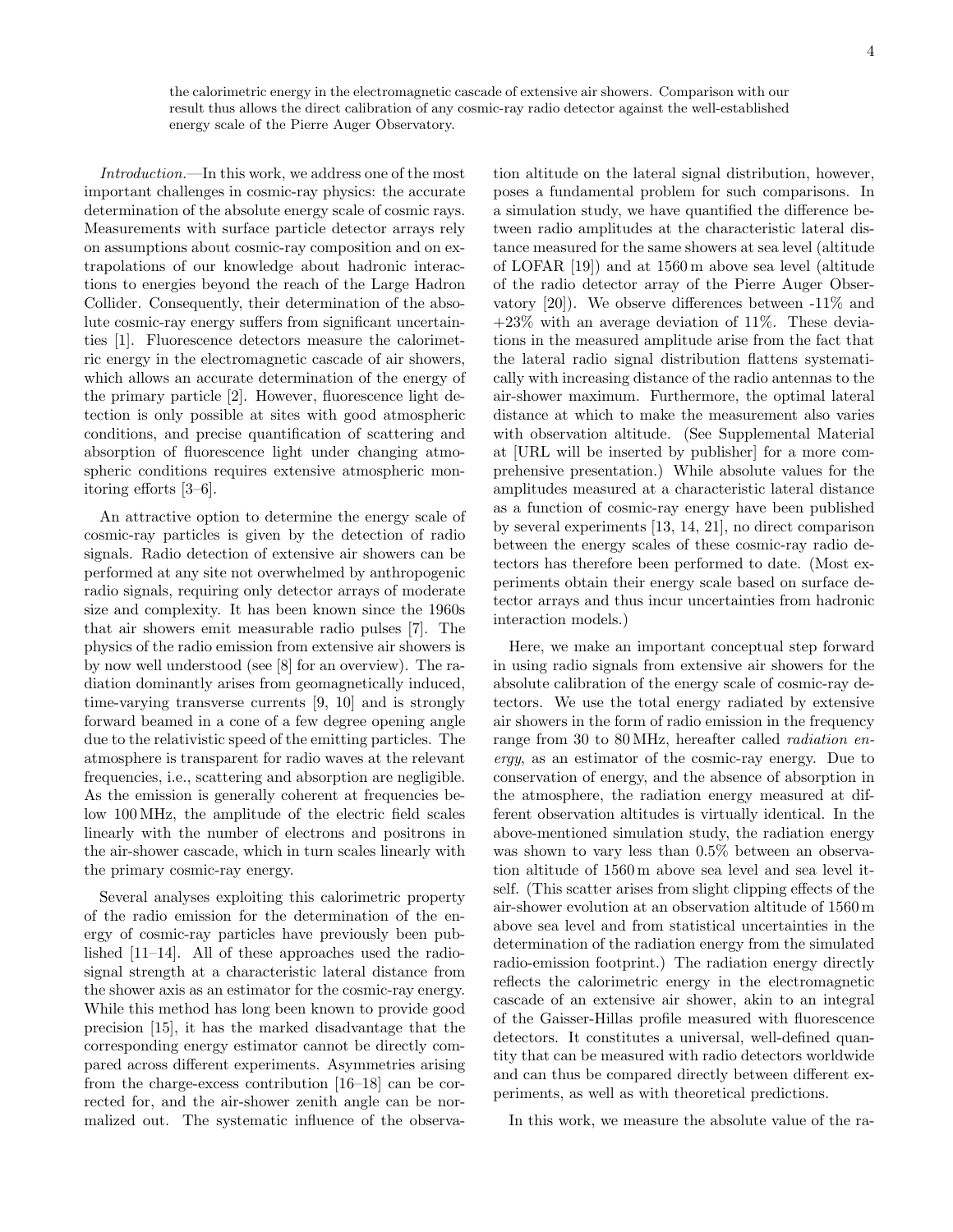the calorimetric energy in the electromagnetic cascade of extensive air showers. Comparison with our result thus allows the direct calibration of any cosmic-ray radio detector against the well-established energy scale of the Pierre Auger Observatory.

*Introduction.*—In this work, we address one of the most important challenges in cosmic-ray physics: the accurate determination of the absolute energy scale of cosmic rays. Measurements with surface particle detector arrays rely on assumptions about cosmic-ray composition and on extrapolations of our knowledge about hadronic interactions to energies beyond the reach of the Large Hadron Collider. Consequently, their determination of the absolute cosmic-ray energy suffers from significant uncertainties [1]. Fluorescence detectors measure the calorimetric energy in the electromagnetic cascade of air showers, which allows an accurate determination of the energy of the primary particle [2]. However, fluorescence light detection is only possible at sites with good atmospheric conditions, and precise quantification of scattering and absorption of fluorescence light under changing atmospheric conditions requires extensive atmospheric monitoring efforts [3–6].

An attractive option to determine the energy scale of cosmic-ray particles is given by the detection of radio signals. Radio detection of extensive air showers can be performed at any site not overwhelmed by anthropogenic radio signals, requiring only detector arrays of moderate size and complexity. It has been known since the 1960s that air showers emit measurable radio pulses [7]. The physics of the radio emission from extensive air showers is by now well understood (see [8] for an overview). The radiation dominantly arises from geomagnetically induced, time-varying transverse currents [9, 10] and is strongly forward beamed in a cone of a few degree opening angle due to the relativistic speed of the emitting particles. The atmosphere is transparent for radio waves at the relevant frequencies, i.e., scattering and absorption are negligible. As the emission is generally coherent at frequencies below 100 MHz, the amplitude of the electric field scales linearly with the number of electrons and positrons in the air-shower cascade, which in turn scales linearly with the primary cosmic-ray energy.

Several analyses exploiting this calorimetric property of the radio emission for the determination of the energy of cosmic-ray particles have previously been published [11–14]. All of these approaches used the radio-signal strength at a characteristic lateral distance from the shower axis as an estimator for the cosmic-ray energy. While this method has long been known to provide good precision [15], it has the marked disadvantage that the corresponding energy estimator cannot be directly compared across different experiments. Asymmetries arising from the charge-excess contribution [16–18] can be corrected for, and the air-shower zenith angle can be normalized out. The systematic influence of the observation altitude on the lateral signal distribution, however, poses a fundamental problem for such comparisons. In a simulation study, we have quantified the difference between radio amplitudes at the characteristic lateral distance measured for the same showers at sea level (altitude of LOFAR [19]) and at 1560 m above sea level (altitude of the radio detector array of the Pierre Auger Observatory [20]). We observe differences between -11% and +23% with an average deviation of 11%. These deviations in the measured amplitude arise from the fact that the lateral radio signal distribution flattens systematically with increasing distance of the radio antennas to the air-shower maximum. Furthermore, the optimal lateral distance at which to make the measurement also varies with observation altitude. (See Supplemental Material at [URL will be inserted by publisher] for a more comprehensive presentation.) While absolute values for the amplitudes measured at a characteristic lateral distance as a function of cosmic-ray energy have been published by several experiments [13, 14, 21], no direct comparison between the energy scales of these cosmic-ray radio detectors has therefore been performed to date. (Most experiments obtain their energy scale based on surface detector arrays and thus incur uncertainties from hadronic interaction models.)

Here, we make an important conceptual step forward in using radio signals from extensive air showers for the absolute calibration of the energy scale of cosmic-ray detectors. We use the total energy radiated by extensive air showers in the form of radio emission in the frequency range from 30 to 80 MHz, hereafter called *radiation energy*, as an estimator of the cosmic-ray energy. Due to conservation of energy, and the absence of absorption in the atmosphere, the radiation energy measured at different observation altitudes is virtually identical. In the above-mentioned simulation study, the radiation energy was shown to vary less than 0.5% between an observation altitude of 1560 m above sea level and sea level itself. (This scatter arises from slight clipping effects of the air-shower evolution at an observation altitude of 1560 m above sea level and from statistical uncertainties in the determination of the radiation energy from the simulated radio-emission footprint.) The radiation energy directly reflects the calorimetric energy in the electromagnetic cascade of an extensive air shower, akin to an integral of the Gaisser-Hillas profile measured with fluorescence detectors. It constitutes a universal, well-defined quantity that can be measured with radio detectors worldwide and can thus be compared directly between different experiments, as well as with theoretical predictions.

In this work, we measure the absolute value of the ra-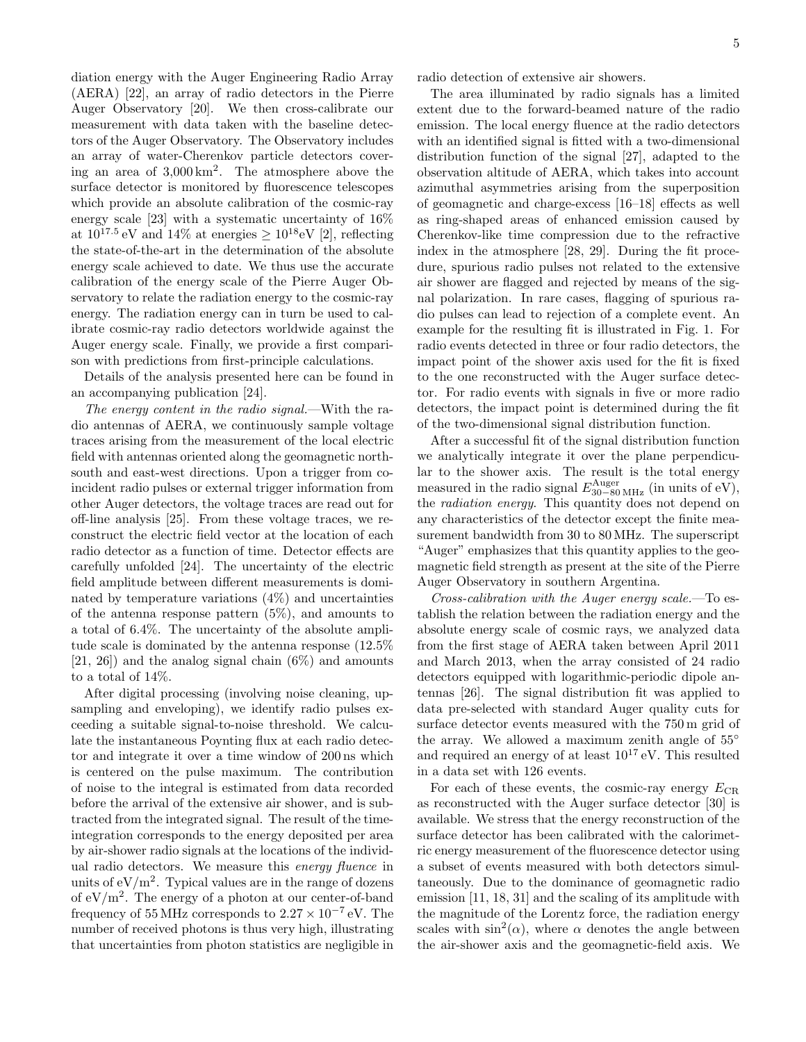diation energy with the Auger Engineering Radio Array (AERA) [22], an array of radio detectors in the Pierre Auger Observatory [20]. We then cross-calibrate our measurement with data taken with the baseline detectors of the Auger Observatory. The Observatory includes an array of water-Cherenkov particle detectors covering an area of $3{,}000\,\mathrm{km}^2$. The atmosphere above the surface detector is monitored by fluorescence telescopes which provide an absolute calibration of the cosmic-ray energy scale [23] with a systematic uncertainty of 16% at $10^{17.5}\,\mathrm{eV}$ and 14% at energies $\geq 10^{18}\mathrm{eV}$ [2], reflecting the state-of-the-art in the determination of the absolute energy scale achieved to date. We thus use the accurate calibration of the energy scale of the Pierre Auger Observatory to relate the radiation energy to the cosmic-ray energy. The radiation energy can in turn be used to calibrate cosmic-ray radio detectors worldwide against the Auger energy scale. Finally, we provide a first comparison with predictions from first-principle calculations.

Details of the analysis presented here can be found in an accompanying publication [24].

*The energy content in the radio signal.*—With the radio antennas of AERA, we continuously sample voltage traces arising from the measurement of the local electric field with antennas oriented along the geomagnetic north-south and east-west directions. Upon a trigger from coincident radio pulses or external trigger information from other Auger detectors, the voltage traces are read out for off-line analysis [25]. From these voltage traces, we reconstruct the electric field vector at the location of each radio detector as a function of time. Detector effects are carefully unfolded [24]. The uncertainty of the electric field amplitude between different measurements is dominated by temperature variations (4%) and uncertainties of the antenna response pattern (5%), and amounts to a total of 6.4%. The uncertainty of the absolute amplitude scale is dominated by the antenna response (12.5% [21, 26]) and the analog signal chain (6%) and amounts to a total of 14%.

After digital processing (involving noise cleaning, up-sampling and enveloping), we identify radio pulses exceeding a suitable signal-to-noise threshold. We calculate the instantaneous Poynting flux at each radio detector and integrate it over a time window of 200 ns which is centered on the pulse maximum. The contribution of noise to the integral is estimated from data recorded before the arrival of the extensive air shower, and is subtracted from the integrated signal. The result of the time-integration corresponds to the energy deposited per area by air-shower radio signals at the locations of the individual radio detectors. We measure this *energy fluence* in units of $\mathrm{eV/m}^2$. Typical values are in the range of dozens of $\mathrm{eV/m}^2$. The energy of a photon at our center-of-band frequency of 55 MHz corresponds to $2.27 \times 10^{-7}\,\mathrm{eV}$. The number of received photons is thus very high, illustrating that uncertainties from photon statistics are negligible in radio detection of extensive air showers.

The area illuminated by radio signals has a limited extent due to the forward-beamed nature of the radio emission. The local energy fluence at the radio detectors with an identified signal is fitted with a two-dimensional distribution function of the signal [27], adapted to the observation altitude of AERA, which takes into account azimuthal asymmetries arising from the superposition of geomagnetic and charge-excess [16–18] effects as well as ring-shaped areas of enhanced emission caused by Cherenkov-like time compression due to the refractive index in the atmosphere [28, 29]. During the fit procedure, spurious radio pulses not related to the extensive air shower are flagged and rejected by means of the signal polarization. In rare cases, flagging of spurious radio pulses can lead to rejection of a complete event. An example for the resulting fit is illustrated in Fig. 1. For radio events detected in three or four radio detectors, the impact point of the shower axis used for the fit is fixed to the one reconstructed with the Auger surface detector. For radio events with signals in five or more radio detectors, the impact point is determined during the fit of the two-dimensional signal distribution function.

After a successful fit of the signal distribution function we analytically integrate it over the plane perpendicular to the shower axis. The result is the total energy measured in the radio signal $E^{\mathrm{Auger}}_{30-80\,\mathrm{MHz}}$ (in units of eV), the *radiation energy*. This quantity does not depend on any characteristics of the detector except the finite measurement bandwidth from 30 to 80 MHz. The superscript "Auger" emphasizes that this quantity applies to the geomagnetic field strength as present at the site of the Pierre Auger Observatory in southern Argentina.

*Cross-calibration with the Auger energy scale.*—To establish the relation between the radiation energy and the absolute energy scale of cosmic rays, we analyzed data from the first stage of AERA taken between April 2011 and March 2013, when the array consisted of 24 radio detectors equipped with logarithmic-periodic dipole antennas [26]. The signal distribution fit was applied to data pre-selected with standard Auger quality cuts for surface detector events measured with the 750 m grid of the array. We allowed a maximum zenith angle of 55° and required an energy of at least $10^{17}\,\mathrm{eV}$. This resulted in a data set with 126 events.

For each of these events, the cosmic-ray energy $E_{\mathrm{CR}}$ as reconstructed with the Auger surface detector [30] is available. We stress that the energy reconstruction of the surface detector has been calibrated with the calorimetric energy measurement of the fluorescence detector using a subset of events measured with both detectors simultaneously. Due to the dominance of geomagnetic radio emission [11, 18, 31] and the scaling of its amplitude with the magnitude of the Lorentz force, the radiation energy scales with $\sin^2(\alpha)$, where $\alpha$ denotes the angle between the air-shower axis and the geomagnetic-field axis. We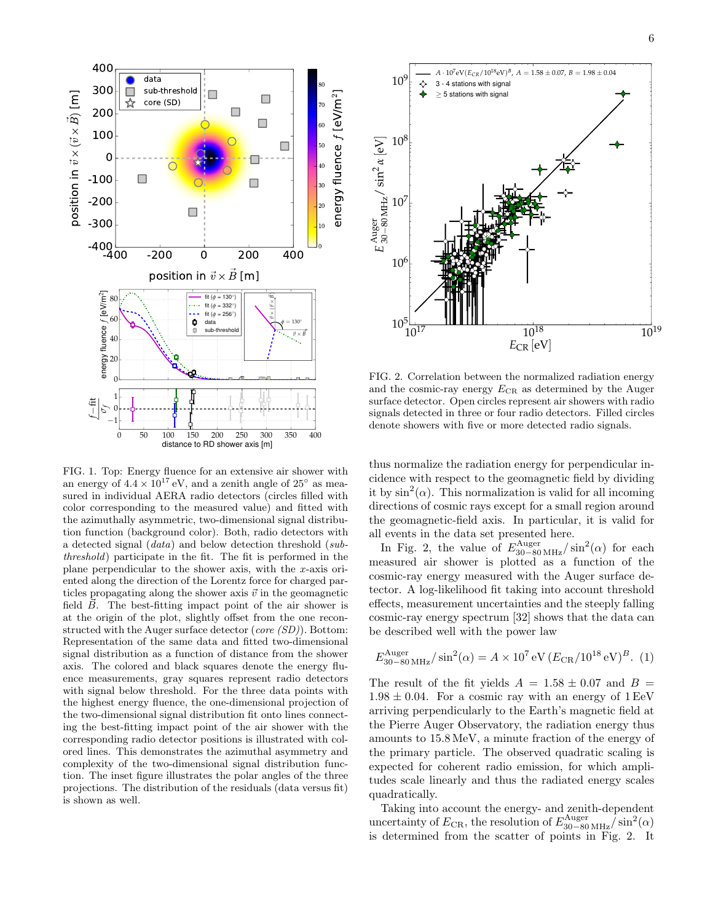FIG. 1. Top: Energy fluence for an extensive air shower with an energy of $4.4 \times 10^{17}$ eV, and a zenith angle of 25° as measured in individual AERA radio detectors (circles filled with color corresponding to the measured value) and fitted with the azimuthally asymmetric, two-dimensional signal distribution function (background color). Both, radio detectors with a detected signal (*data*) and below detection threshold (*sub-threshold*) participate in the fit. The fit is performed in the plane perpendicular to the shower axis, with the $x$-axis oriented along the direction of the Lorentz force for charged particles propagating along the shower axis $\vec{v}$ in the geomagnetic field $\vec{B}$. The best-fitting impact point of the air shower is at the origin of the plot, slightly offset from the one reconstructed with the Auger surface detector (*core (SD)*). Bottom: Representation of the same data and fitted two-dimensional signal distribution as a function of distance from the shower axis. The colored and black squares denote the energy fluence measurements, gray squares represent radio detectors with signal below threshold. For the three data points with the highest energy fluence, the one-dimensional projection of the two-dimensional signal distribution fit onto lines connecting the best-fitting impact point of the air shower with the corresponding radio detector positions is illustrated with colored lines. This demonstrates the azimuthal asymmetry and complexity of the two-dimensional signal distribution function. The inset figure illustrates the polar angles of the three projections. The distribution of the residuals (data versus fit) is shown as well.

FIG. 2. Correlation between the normalized radiation energy and the cosmic-ray energy $E_{\mathrm{CR}}$ as determined by the Auger surface detector. Open circles represent air showers with radio signals detected in three or four radio detectors. Filled circles denote showers with five or more detected radio signals.

thus normalize the radiation energy for perpendicular incidence with respect to the geomagnetic field by dividing it by $\sin^2(\alpha)$. This normalization is valid for all incoming directions of cosmic rays except for a small region around the geomagnetic-field axis. In particular, it is valid for all events in the data set presented here.

In Fig. 2, the value of $E^{\mathrm{Auger}}_{30-80\,\mathrm{MHz}}/\sin^2(\alpha)$ for each measured air shower is plotted as a function of the cosmic-ray energy measured with the Auger surface detector. A log-likelihood fit taking into account threshold effects, measurement uncertainties and the steeply falling cosmic-ray energy spectrum [32] shows that the data can be described well with the power law

$$E^{\mathrm{Auger}}_{30-80\,\mathrm{MHz}}/\sin^2(\alpha) = A \times 10^7\,\mathrm{eV}\,(E_{\mathrm{CR}}/10^{18}\,\mathrm{eV})^B. \quad (1)$$

The result of the fit yields $A = 1.58 \pm 0.07$ and $B = 1.98 \pm 0.04$. For a cosmic ray with an energy of 1 EeV arriving perpendicularly to the Earth's magnetic field at the Pierre Auger Observatory, the radiation energy thus amounts to 15.8 MeV, a minute fraction of the energy of the primary particle. The observed quadratic scaling is expected for coherent radio emission, for which amplitudes scale linearly and thus the radiated energy scales quadratically.

Taking into account the energy- and zenith-dependent uncertainty of $E_{\mathrm{CR}}$, the resolution of $E^{\mathrm{Auger}}_{30-80\,\mathrm{MHz}}/\sin^2(\alpha)$ is determined from the scatter of points in Fig. 2. It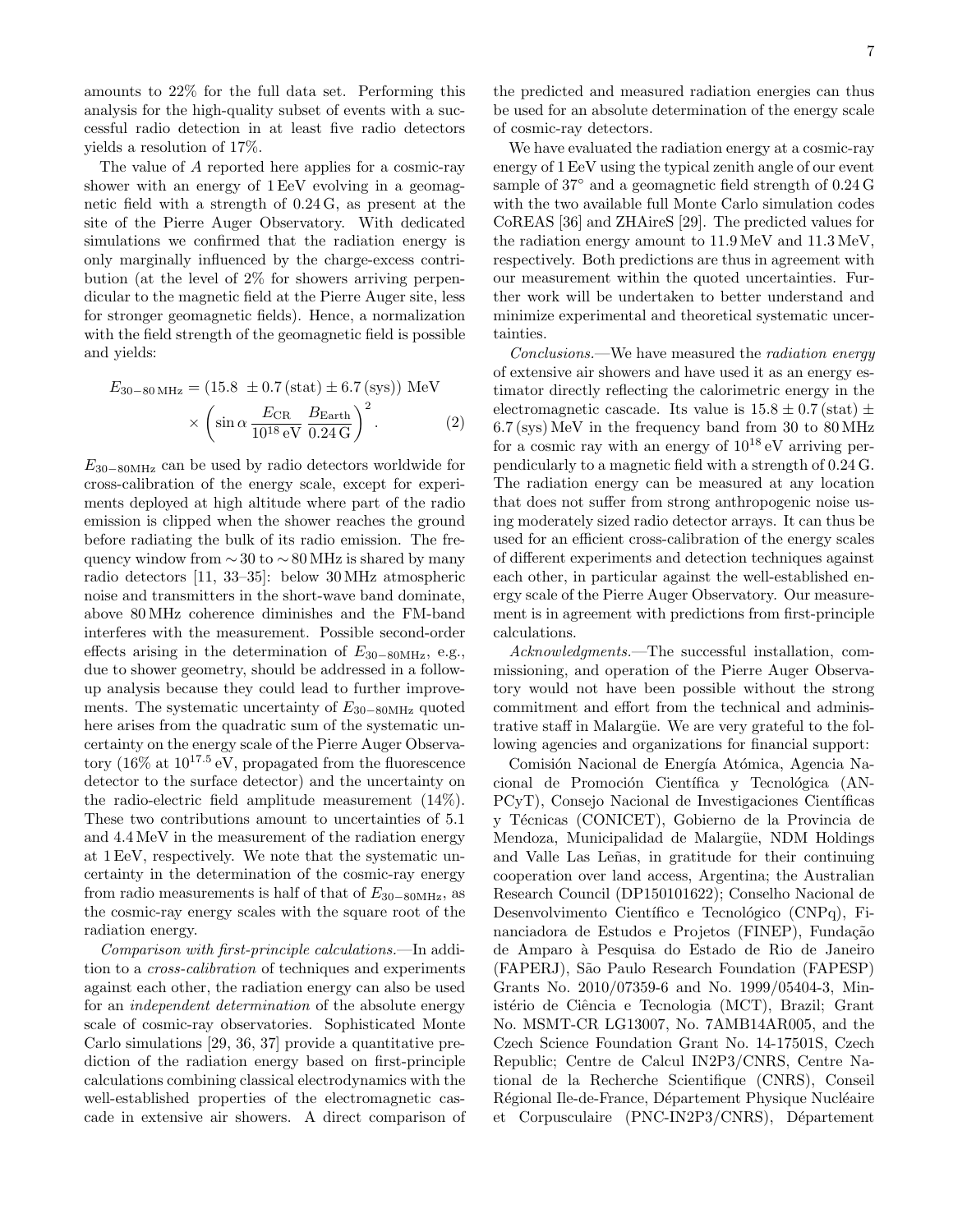amounts to 22% for the full data set. Performing this analysis for the high-quality subset of events with a successful radio detection in at least five radio detectors yields a resolution of 17%.

The value of $A$ reported here applies for a cosmic-ray shower with an energy of 1 EeV evolving in a geomagnetic field with a strength of 0.24 G, as present at the site of the Pierre Auger Observatory. With dedicated simulations we confirmed that the radiation energy is only marginally influenced by the charge-excess contribution (at the level of 2% for showers arriving perpendicular to the magnetic field at the Pierre Auger site, less for stronger geomagnetic fields). Hence, a normalization with the field strength of the geomagnetic field is possible and yields:

$$E_{30-80\,\mathrm{MHz}} = (15.8 \pm 0.7\,(\mathrm{stat}) \pm 6.7\,(\mathrm{sys}))\ \mathrm{MeV} \times \left(\sin\alpha\,\frac{E_{\mathrm{CR}}}{10^{18}\,\mathrm{eV}}\,\frac{B_{\mathrm{Earth}}}{0.24\,\mathrm{G}}\right)^2. \quad (2)$$

$E_{30-80\mathrm{MHz}}$ can be used by radio detectors worldwide for cross-calibration of the energy scale, except for experiments deployed at high altitude where part of the radio emission is clipped when the shower reaches the ground before radiating the bulk of its radio emission. The frequency window from $\sim 30$ to $\sim 80$ MHz is shared by many radio detectors [11, 33–35]: below 30 MHz atmospheric noise and transmitters in the short-wave band dominate, above 80 MHz coherence diminishes and the FM-band interferes with the measurement. Possible second-order effects arising in the determination of $E_{30-80\mathrm{MHz}}$, e.g., due to shower geometry, should be addressed in a follow-up analysis because they could lead to further improvements. The systematic uncertainty of $E_{30-80\mathrm{MHz}}$ quoted here arises from the quadratic sum of the systematic uncertainty on the energy scale of the Pierre Auger Observatory (16% at $10^{17.5}$ eV, propagated from the fluorescence detector to the surface detector) and the uncertainty on the radio-electric field amplitude measurement (14%). These two contributions amount to uncertainties of 5.1 and 4.4 MeV in the measurement of the radiation energy at 1 EeV, respectively. We note that the systematic uncertainty in the determination of the cosmic-ray energy from radio measurements is half of that of $E_{30-80\mathrm{MHz}}$, as the cosmic-ray energy scales with the square root of the radiation energy.

*Comparison with first-principle calculations.*—In addition to a *cross-calibration* of techniques and experiments against each other, the radiation energy can also be used for an *independent determination* of the absolute energy scale of cosmic-ray observatories. Sophisticated Monte Carlo simulations [29, 36, 37] provide a quantitative prediction of the radiation energy based on first-principle calculations combining classical electrodynamics with the well-established properties of the electromagnetic cascade in extensive air showers. A direct comparison of the predicted and measured radiation energies can thus be used for an absolute determination of the energy scale of cosmic-ray detectors.

We have evaluated the radiation energy at a cosmic-ray energy of 1 EeV using the typical zenith angle of our event sample of 37° and a geomagnetic field strength of 0.24 G with the two available full Monte Carlo simulation codes CoREAS [36] and ZHAireS [29]. The predicted values for the radiation energy amount to 11.9 MeV and 11.3 MeV, respectively. Both predictions are thus in agreement with our measurement within the quoted uncertainties. Further work will be undertaken to better understand and minimize experimental and theoretical systematic uncertainties.

*Conclusions.*—We have measured the *radiation energy* of extensive air showers and have used it as an energy estimator directly reflecting the calorimetric energy in the electromagnetic cascade. Its value is $15.8 \pm 0.7\,(\mathrm{stat}) \pm 6.7\,(\mathrm{sys})$ MeV in the frequency band from 30 to 80 MHz for a cosmic ray with an energy of $10^{18}$ eV arriving perpendicularly to a magnetic field with a strength of 0.24 G. The radiation energy can be measured at any location that does not suffer from strong anthropogenic noise using moderately sized radio detector arrays. It can thus be used for an efficient cross-calibration of the energy scales of different experiments and detection techniques against each other, in particular against the well-established energy scale of the Pierre Auger Observatory. Our measurement is in agreement with predictions from first-principle calculations.

*Acknowledgments.*—The successful installation, commissioning, and operation of the Pierre Auger Observatory would not have been possible without the strong commitment and effort from the technical and administrative staff in Malargüe. We are very grateful to the following agencies and organizations for financial support:

Comisión Nacional de Energía Atómica, Agencia Nacional de Promoción Científica y Tecnológica (ANPCyT), Consejo Nacional de Investigaciones Científicas y Técnicas (CONICET), Gobierno de la Provincia de Mendoza, Municipalidad de Malargüe, NDM Holdings and Valle Las Leñas, in gratitude for their continuing cooperation over land access, Argentina; the Australian Research Council (DP150101622); Conselho Nacional de Desenvolvimento Científico e Tecnológico (CNPq), Financiadora de Estudos e Projetos (FINEP), Fundação de Amparo à Pesquisa do Estado de Rio de Janeiro (FAPERJ), São Paulo Research Foundation (FAPESP) Grants No. 2010/07359-6 and No. 1999/05404-3, Ministério de Ciência e Tecnologia (MCT), Brazil; Grant No. MSMT-CR LG13007, No. 7AMB14AR005, and the Czech Science Foundation Grant No. 14-17501S, Czech Republic; Centre de Calcul IN2P3/CNRS, Centre National de la Recherche Scientifique (CNRS), Conseil Régional Ile-de-France, Département Physique Nucléaire et Corpusculaire (PNC-IN2P3/CNRS), Département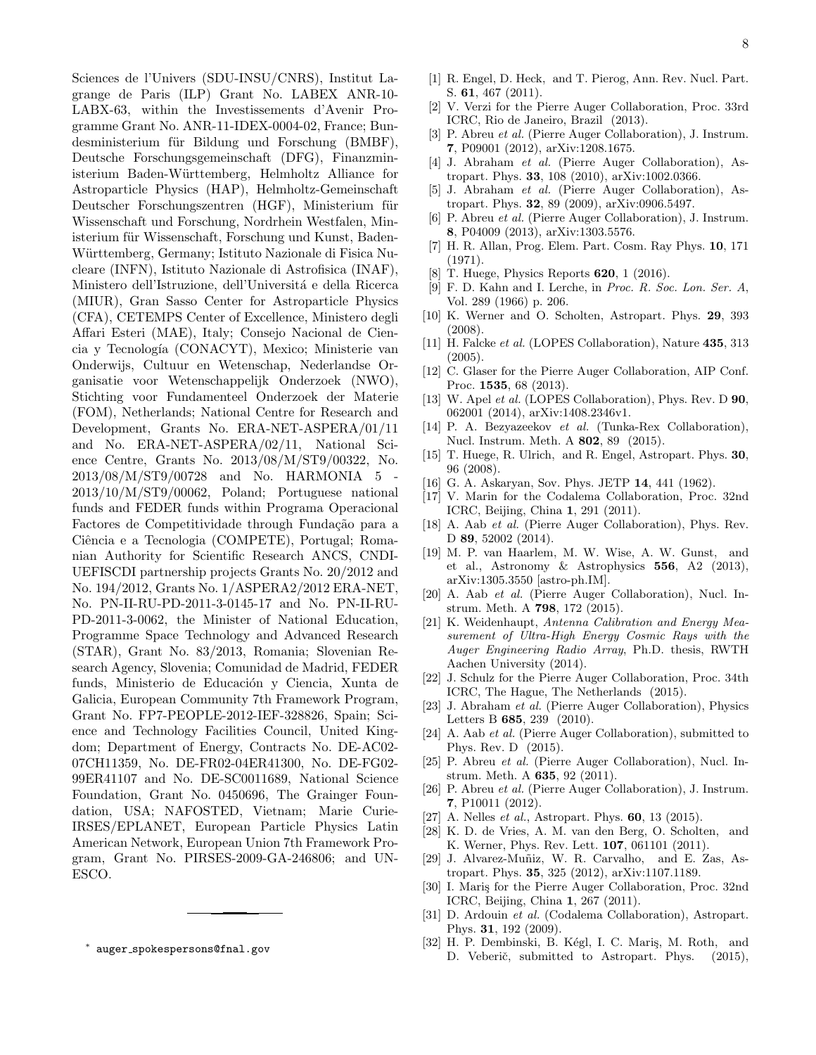Sciences de l'Univers (SDU-INSU/CNRS), Institut Lagrange de Paris (ILP) Grant No. LABEX ANR-10-LABX-63, within the Investissements d'Avenir Programme Grant No. ANR-11-IDEX-0004-02, France; Bundesministerium für Bildung und Forschung (BMBF), Deutsche Forschungsgemeinschaft (DFG), Finanzministerium Baden-Württemberg, Helmholtz Alliance for Astroparticle Physics (HAP), Helmholtz-Gemeinschaft Deutscher Forschungszentren (HGF), Ministerium für Wissenschaft und Forschung, Nordrhein Westfalen, Ministerium für Wissenschaft, Forschung und Kunst, Baden-Württemberg, Germany; Istituto Nazionale di Fisica Nucleare (INFN), Istituto Nazionale di Astrofisica (INAF), Ministero dell'Istruzione, dell'Universitá e della Ricerca (MIUR), Gran Sasso Center for Astroparticle Physics (CFA), CETEMPS Center of Excellence, Ministero degli Affari Esteri (MAE), Italy; Consejo Nacional de Ciencia y Tecnología (CONACYT), Mexico; Ministerie van Onderwijs, Cultuur en Wetenschap, Nederlandse Organisatie voor Wetenschappelijk Onderzoek (NWO), Stichting voor Fundamenteel Onderzoek der Materie (FOM), Netherlands; National Centre for Research and Development, Grants No. ERA-NET-ASPERA/01/11 and No. ERA-NET-ASPERA/02/11, National Science Centre, Grants No. 2013/08/M/ST9/00322, No. 2013/08/M/ST9/00728 and No. HARMONIA 5 - 2013/10/M/ST9/00062, Poland; Portuguese national funds and FEDER funds within Programa Operacional Factores de Competitividade through Fundação para a Ciência e a Tecnologia (COMPETE), Portugal; Romanian Authority for Scientific Research ANCS, CNDI-UEFISCDI partnership projects Grants No. 20/2012 and No. 194/2012, Grants No. 1/ASPERA2/2012 ERA-NET, No. PN-II-RU-PD-2011-3-0145-17 and No. PN-II-RU-PD-2011-3-0062, the Minister of National Education, Programme Space Technology and Advanced Research (STAR), Grant No. 83/2013, Romania; Slovenian Research Agency, Slovenia; Comunidad de Madrid, FEDER funds, Ministerio de Educación y Ciencia, Xunta de Galicia, European Community 7th Framework Program, Grant No. FP7-PEOPLE-2012-IEF-328826, Spain; Science and Technology Facilities Council, United Kingdom; Department of Energy, Contracts No. DE-AC02-07CH11359, No. DE-FR02-04ER41300, No. DE-FG02-99ER41107 and No. DE-SC0011689, National Science Foundation, Grant No. 0450696, The Grainger Foundation, USA; NAFOSTED, Vietnam; Marie Curie-IRSES/EPLANET, European Particle Physics Latin American Network, European Union 7th Framework Program, Grant No. PIRSES-2009-GA-246806; and UNESCO.

---

\* auger_spokespersons@fnal.gov

[1] R. Engel, D. Heck, and T. Pierog, Ann. Rev. Nucl. Part. S. **61**, 467 (2011).

[2] V. Verzi for the Pierre Auger Collaboration, Proc. 33rd ICRC, Rio de Janeiro, Brazil (2013).

[3] P. Abreu *et al.* (Pierre Auger Collaboration), J. Instrum. **7**, P09001 (2012), arXiv:1208.1675.

[4] J. Abraham *et al.* (Pierre Auger Collaboration), Astropart. Phys. **33**, 108 (2010), arXiv:1002.0366.

[5] J. Abraham *et al.* (Pierre Auger Collaboration), Astropart. Phys. **32**, 89 (2009), arXiv:0906.5497.

[6] P. Abreu *et al.* (Pierre Auger Collaboration), J. Instrum. **8**, P04009 (2013), arXiv:1303.5576.

[7] H. R. Allan, Prog. Elem. Part. Cosm. Ray Phys. **10**, 171 (1971).

[8] T. Huege, Physics Reports **620**, 1 (2016).

[9] F. D. Kahn and I. Lerche, in *Proc. R. Soc. Lon. Ser. A*, Vol. 289 (1966) p. 206.

[10] K. Werner and O. Scholten, Astropart. Phys. **29**, 393 (2008).

[11] H. Falcke *et al.* (LOPES Collaboration), Nature **435**, 313 (2005).

[12] C. Glaser for the Pierre Auger Collaboration, AIP Conf. Proc. **1535**, 68 (2013).

[13] W. Apel *et al.* (LOPES Collaboration), Phys. Rev. D **90**, 062001 (2014), arXiv:1408.2346v1.

[14] P. A. Bezyazeekov *et al.* (Tunka-Rex Collaboration), Nucl. Instrum. Meth. A **802**, 89 (2015).

[15] T. Huege, R. Ulrich, and R. Engel, Astropart. Phys. **30**, 96 (2008).

[16] G. A. Askaryan, Sov. Phys. JETP **14**, 441 (1962).

[17] V. Marin for the Codalema Collaboration, Proc. 32nd ICRC, Beijing, China **1**, 291 (2011).

[18] A. Aab *et al.* (Pierre Auger Collaboration), Phys. Rev. D **89**, 52002 (2014).

[19] M. P. van Haarlem, M. W. Wise, A. W. Gunst, and et al., Astronomy & Astrophysics **556**, A2 (2013), arXiv:1305.3550 [astro-ph.IM].

[20] A. Aab *et al.* (Pierre Auger Collaboration), Nucl. Instrum. Meth. A **798**, 172 (2015).

[21] K. Weidenhaupt, *Antenna Calibration and Energy Measurement of Ultra-High Energy Cosmic Rays with the Auger Engineering Radio Array*, Ph.D. thesis, RWTH Aachen University (2014).

[22] J. Schulz for the Pierre Auger Collaboration, Proc. 34th ICRC, The Hague, The Netherlands (2015).

[23] J. Abraham *et al.* (Pierre Auger Collaboration), Physics Letters B **685**, 239 (2010).

[24] A. Aab *et al.* (Pierre Auger Collaboration), submitted to Phys. Rev. D (2015).

[25] P. Abreu *et al.* (Pierre Auger Collaboration), Nucl. Instrum. Meth. A **635**, 92 (2011).

[26] P. Abreu *et al.* (Pierre Auger Collaboration), J. Instrum. **7**, P10011 (2012).

[27] A. Nelles *et al.*, Astropart. Phys. **60**, 13 (2015).

[28] K. D. de Vries, A. M. van den Berg, O. Scholten, and K. Werner, Phys. Rev. Lett. **107**, 061101 (2011).

[29] J. Alvarez-Muñiz, W. R. Carvalho, and E. Zas, Astropart. Phys. **35**, 325 (2012), arXiv:1107.1189.

[30] I. Mariş for the Pierre Auger Collaboration, Proc. 32nd ICRC, Beijing, China **1**, 267 (2011).

[31] D. Ardouin *et al.* (Codalema Collaboration), Astropart. Phys. **31**, 192 (2009).

[32] H. P. Dembinski, B. Kégl, I. C. Mariş, M. Roth, and D. Veberič, submitted to Astropart. Phys. (2015),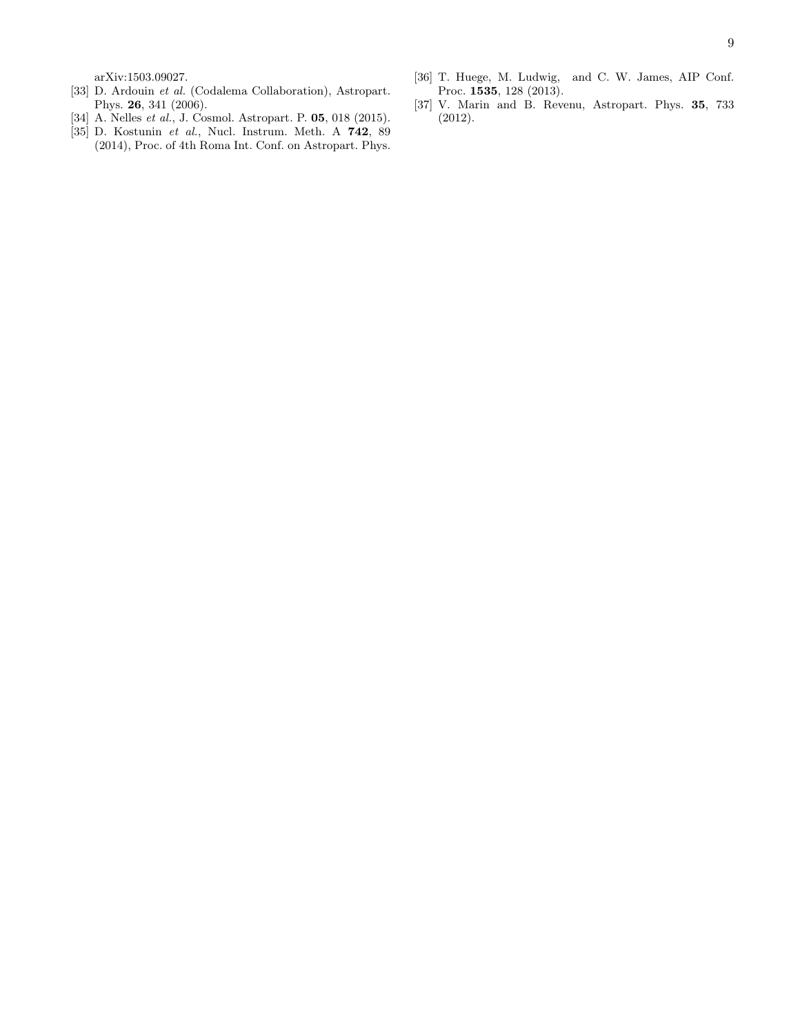arXiv:1503.09027.

[33] D. Ardouin *et al.* (Codalema Collaboration), Astropart. Phys. **26**, 341 (2006).

[34] A. Nelles *et al.*, J. Cosmol. Astropart. P. **05**, 018 (2015).

[35] D. Kostunin *et al.*, Nucl. Instrum. Meth. A **742**, 89 (2014), Proc. of 4th Roma Int. Conf. on Astropart. Phys.

[36] T. Huege, M. Ludwig, and C. W. James, AIP Conf. Proc. **1535**, 128 (2013).

[37] V. Marin and B. Revenu, Astropart. Phys. **35**, 733 (2012).